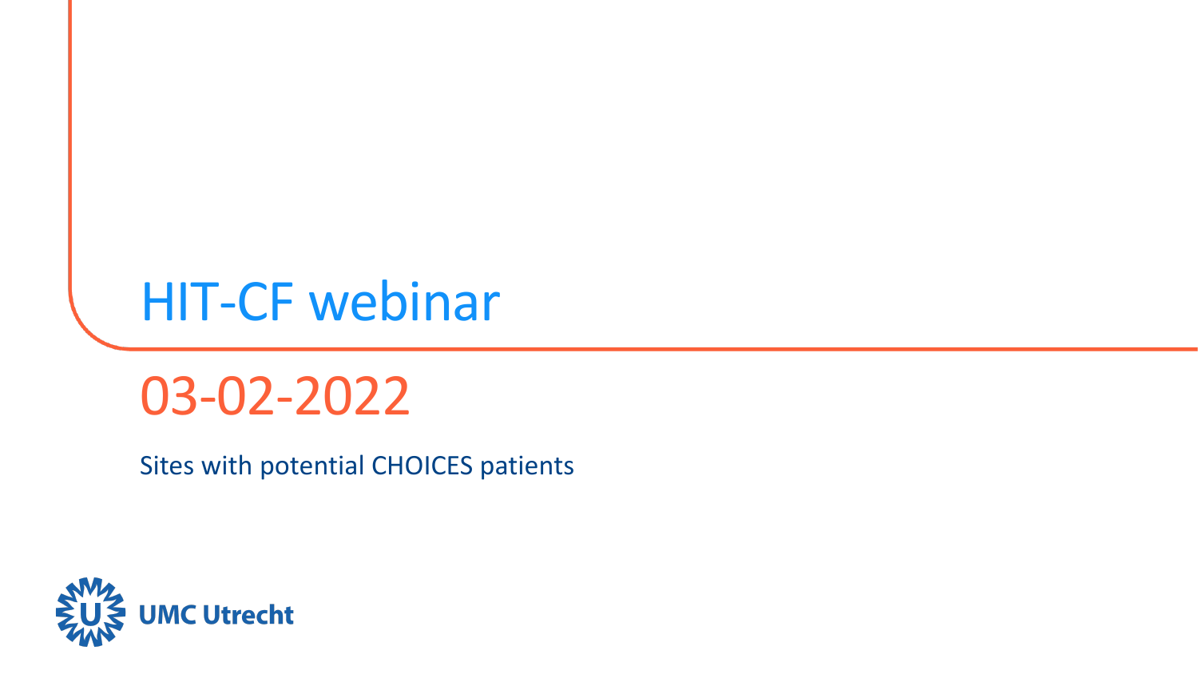# HIT-CF webinar

## 03-02-2022

Sites with potential CHOICES patients

UMC Utrecht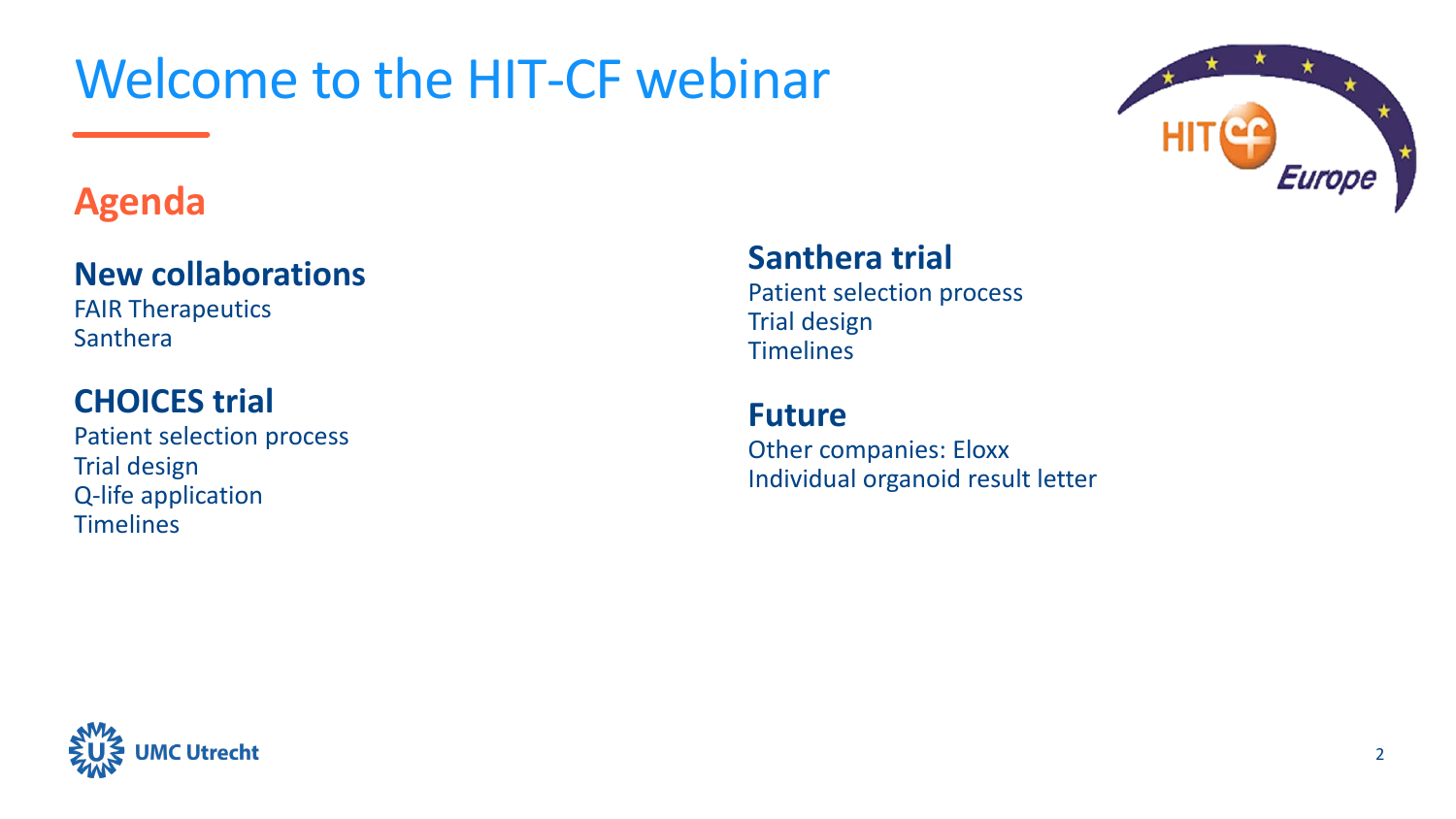# Welcome to the HIT-CF webinar

## Agenda

### New collaborations
FAIR Therapeutics
Santhera

### CHOICES trial
Patient selection process
Trial design
Q-life application
Timelines

### Santhera trial
Patient selection process
Trial design
Timelines

### Future
Other companies: Eloxx
Individual organoid result letter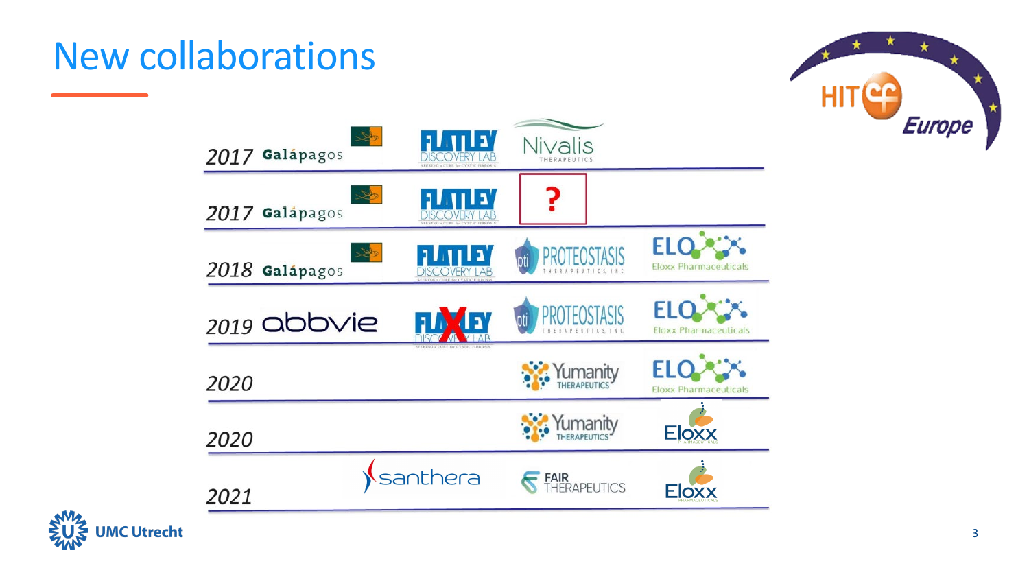# New collaborations

| Year | | | | |
|---|---|---|---|---|
| 2017 | Galápagos | Flatley Discovery Lab | Nivalis Therapeutics | |
| 2017 | Galápagos | Flatley Discovery Lab | ? | |
| 2018 | Galápagos | Flatley Discovery Lab | Proteostasis Therapeutics, Inc. | Eloxx Pharmaceuticals |
| 2019 | abbvie | ~~Flatley Discovery Lab~~ | Proteostasis Therapeutics, Inc. | Eloxx Pharmaceuticals |
| 2020 | | | Yumanity Therapeutics | Eloxx Pharmaceuticals |
| 2020 | | | Yumanity Therapeutics | Eloxx Pharmaceuticals |
| 2021 | santhera | | FAIR Therapeutics | Eloxx Pharmaceuticals |

HIT CF Europe

UMC Utrecht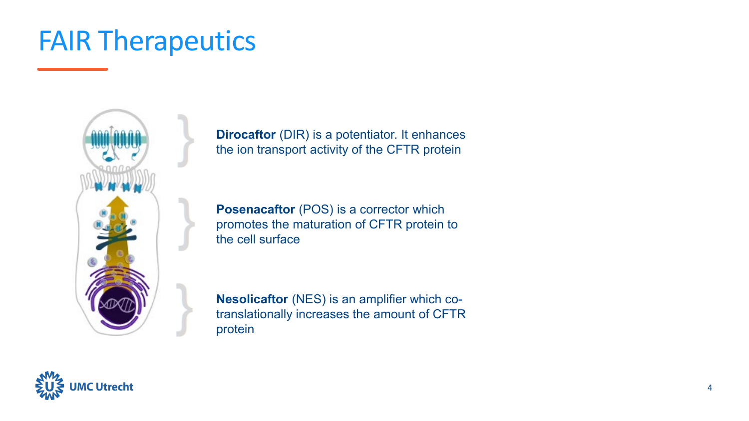# FAIR Therapeutics

**Dirocaftor** (DIR) is a potentiator. It enhances the ion transport activity of the CFTR protein

**Posenacaftor** (POS) is a corrector which promotes the maturation of CFTR protein to the cell surface

**Nesolicaftor** (NES) is an amplifier which co-translationally increases the amount of CFTR protein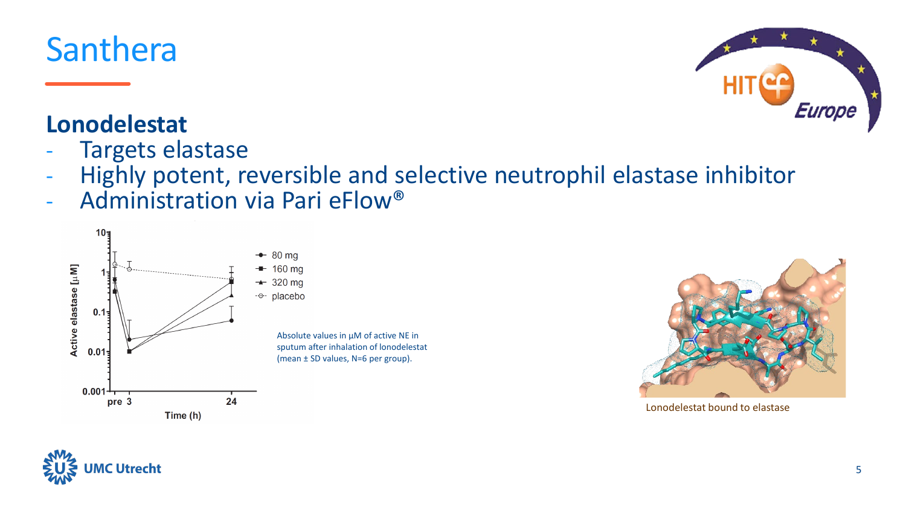# Santhera

## Lonodelestat

- Targets elastase
- Highly potent, reversible and selective neutrophil elastase inhibitor
- Administration via Pari eFlow®

Absolute values in µM of active NE in sputum after inhalation of lonodelestat (mean ± SD values, N=6 per group).

Lonodelestat bound to elastase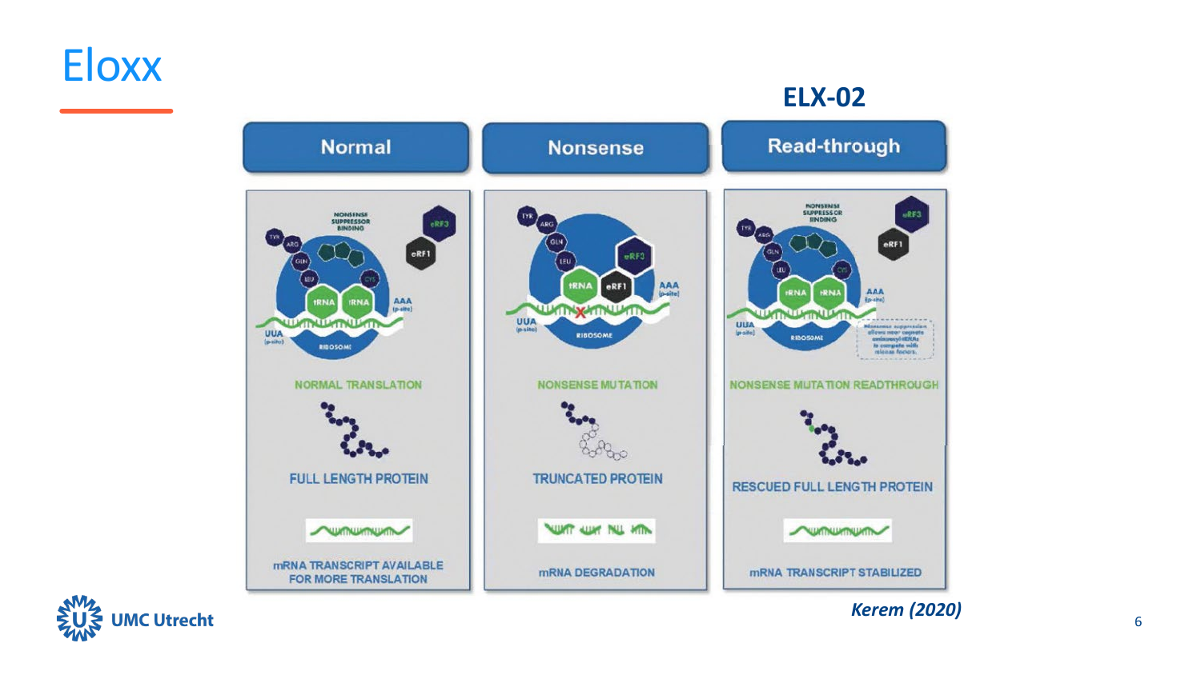# Eloxx

## ELX-02

| Normal | Nonsense | Read-through |
| --- | --- | --- |
| NORMAL TRANSLATION | NONSENSE MUTATION | NONSENSE MUTATION READTHROUGH |
| FULL LENGTH PROTEIN | TRUNCATED PROTEIN | RESCUED FULL LENGTH PROTEIN |
| mRNA TRANSCRIPT AVAILABLE FOR MORE TRANSLATION | mRNA DEGRADATION | mRNA TRANSCRIPT STABILIZED |

*Kerem (2020)*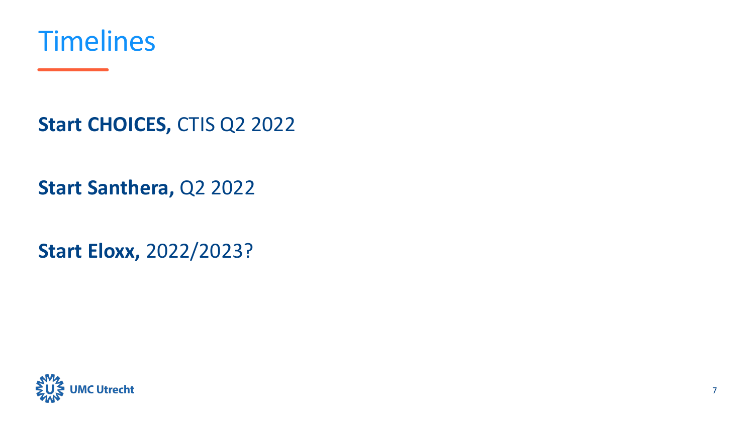# Timelines

**Start CHOICES,** CTIS Q2 2022

**Start Santhera,** Q2 2022

**Start Eloxx,** 2022/2023?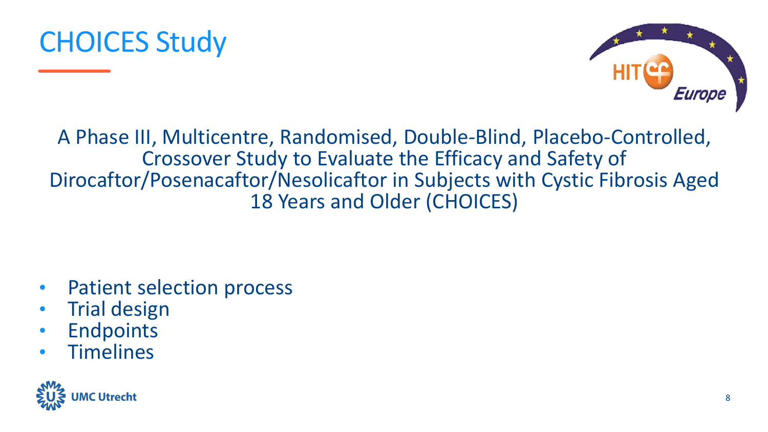# CHOICES Study

A Phase III, Multicentre, Randomised, Double-Blind, Placebo-Controlled, Crossover Study to Evaluate the Efficacy and Safety of Dirocaftor/Posenacaftor/Nesolicaftor in Subjects with Cystic Fibrosis Aged 18 Years and Older (CHOICES)

- Patient selection process
- Trial design
- Endpoints
- Timelines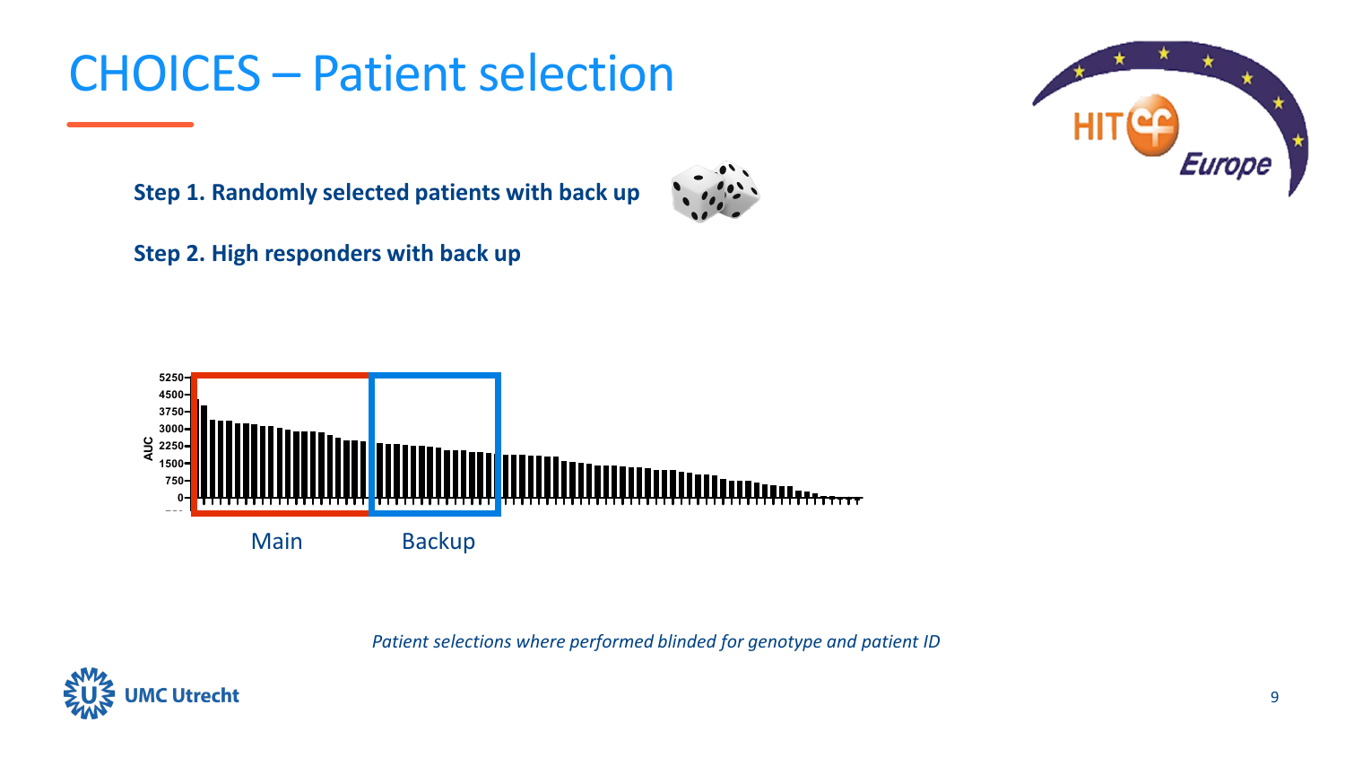# CHOICES – Patient selection

**Step 1. Randomly selected patients with back up**

**Step 2. High responders with back up**

AUC

5250
4500
3750
3000
2250
1500
750
0

Main

Backup

*Patient selections where performed blinded for genotype and patient ID*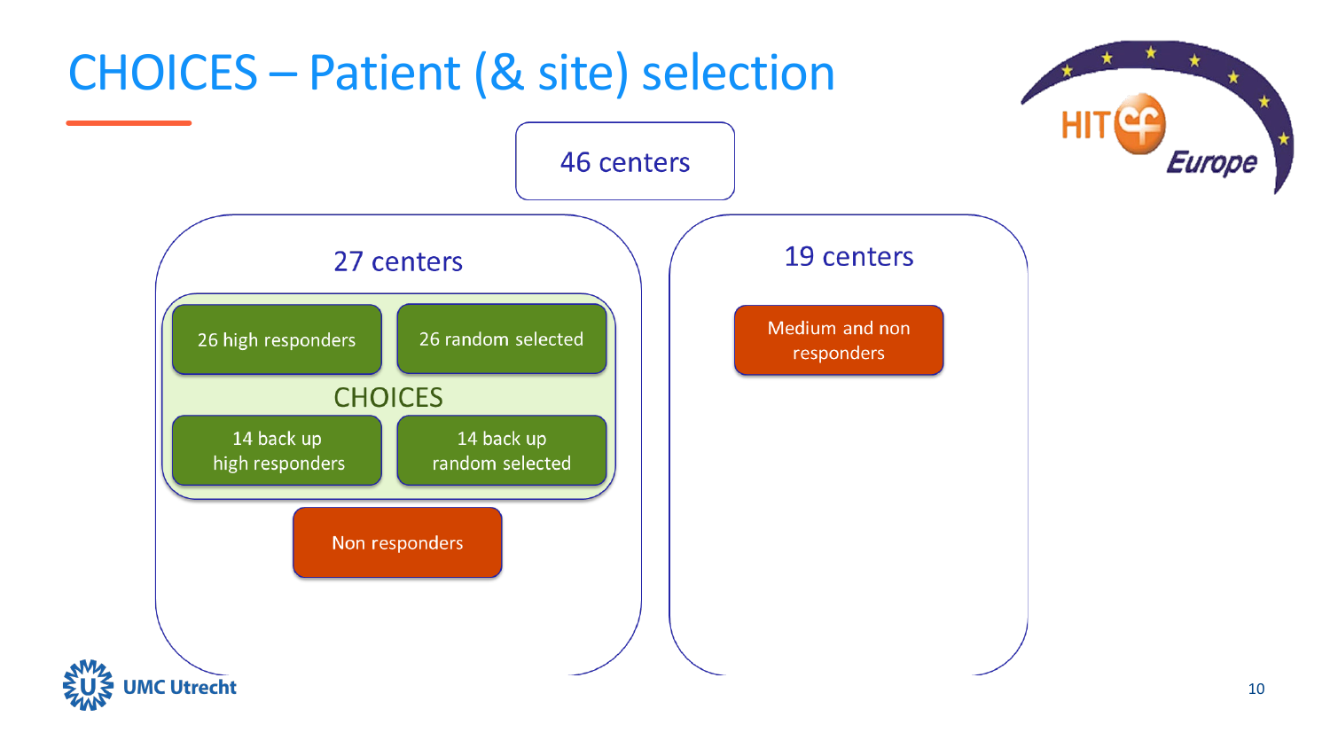# CHOICES – Patient (& site) selection

46 centers

**27 centers**

- CHOICES
  - 26 high responders
  - 26 random selected
  - 14 back up high responders
  - 14 back up random selected
- Non responders

**19 centers**

- Medium and non responders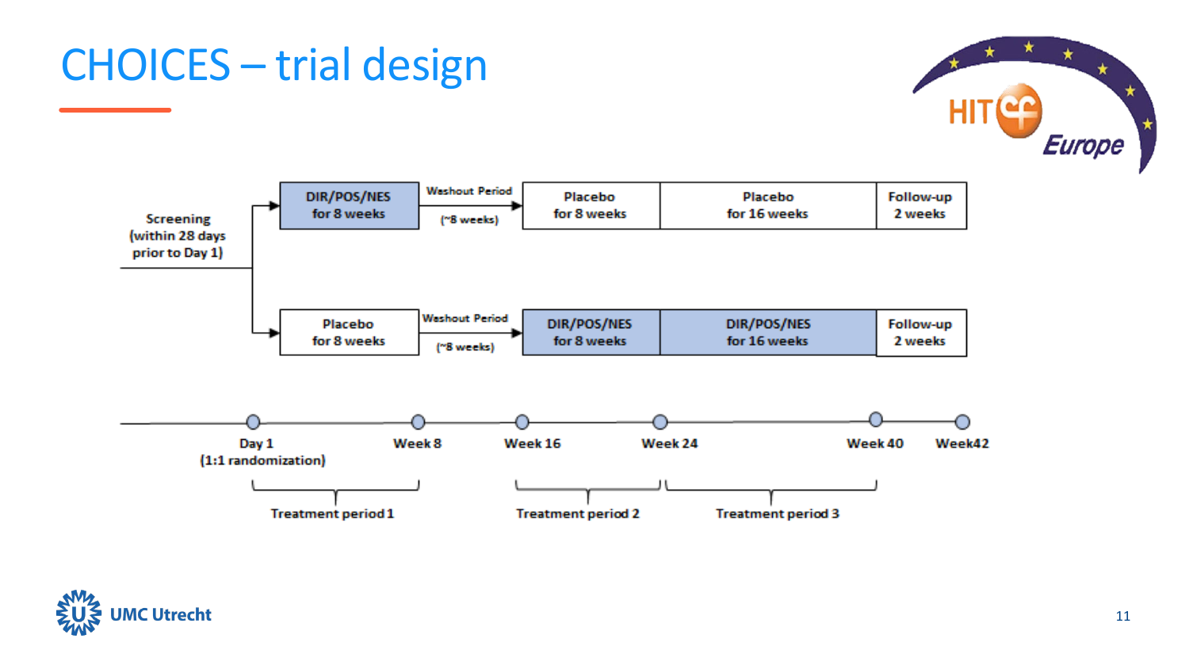# CHOICES – trial design

Screening (within 28 days prior to Day 1)

| Arm | | | | | |
|---|---|---|---|---|---|
| Arm 1 | DIR/POS/NES for 8 weeks | Washout Period (~8 weeks) | Placebo for 8 weeks | Placebo for 16 weeks | Follow-up 2 weeks |
| Arm 2 | Placebo for 8 weeks | Washout Period (~8 weeks) | DIR/POS/NES for 8 weeks | DIR/POS/NES for 16 weeks | Follow-up 2 weeks |

Timeline: Day 1 (1:1 randomization) – Week 8 – Week 16 – Week 24 – Week 40 – Week42

- Treatment period 1: Day 1 – Week 8
- Treatment period 2: Week 16 – Week 24
- Treatment period 3: Week 24 – Week 40

UMC Utrecht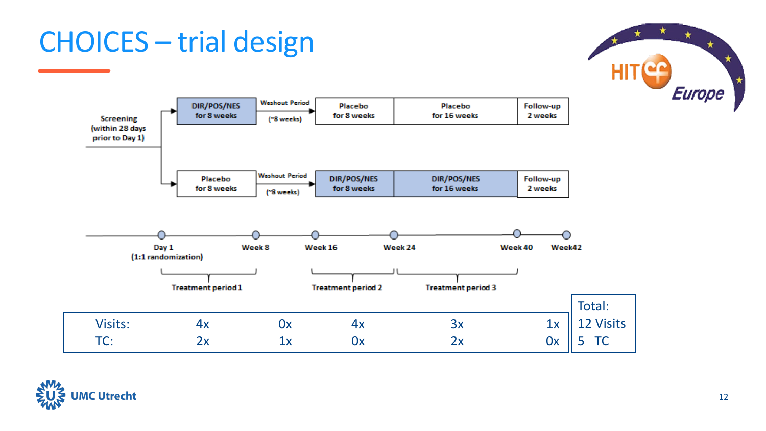# CHOICES – trial design

Screening (within 28 days prior to Day 1)

| Arm | Treatment period 1 | Washout Period | Treatment period 2 | Treatment period 3 | Follow-up |
|---|---|---|---|---|---|
| Arm 1 | DIR/POS/NES for 8 weeks | Washout Period (~8 weeks) | Placebo for 8 weeks | Placebo for 16 weeks | Follow-up 2 weeks |
| Arm 2 | Placebo for 8 weeks | Washout Period (~8 weeks) | DIR/POS/NES for 8 weeks | DIR/POS/NES for 16 weeks | Follow-up 2 weeks |

Timeline: Day 1 (1:1 randomization) – Week 8 – Week 16 – Week 24 – Week 40 – Week42

- Treatment period 1: Day 1 – Week 8
- Treatment period 2: Week 16 – Week 24
- Treatment period 3: Week 24 – Week 40

| | | | | | |
|---|---|---|---|---|---|
| Visits: | 4x | 0x | 4x | 3x | 1x |
| TC: | 2x | 1x | 0x | 2x | 0x |

Total:
12 Visits
5 TC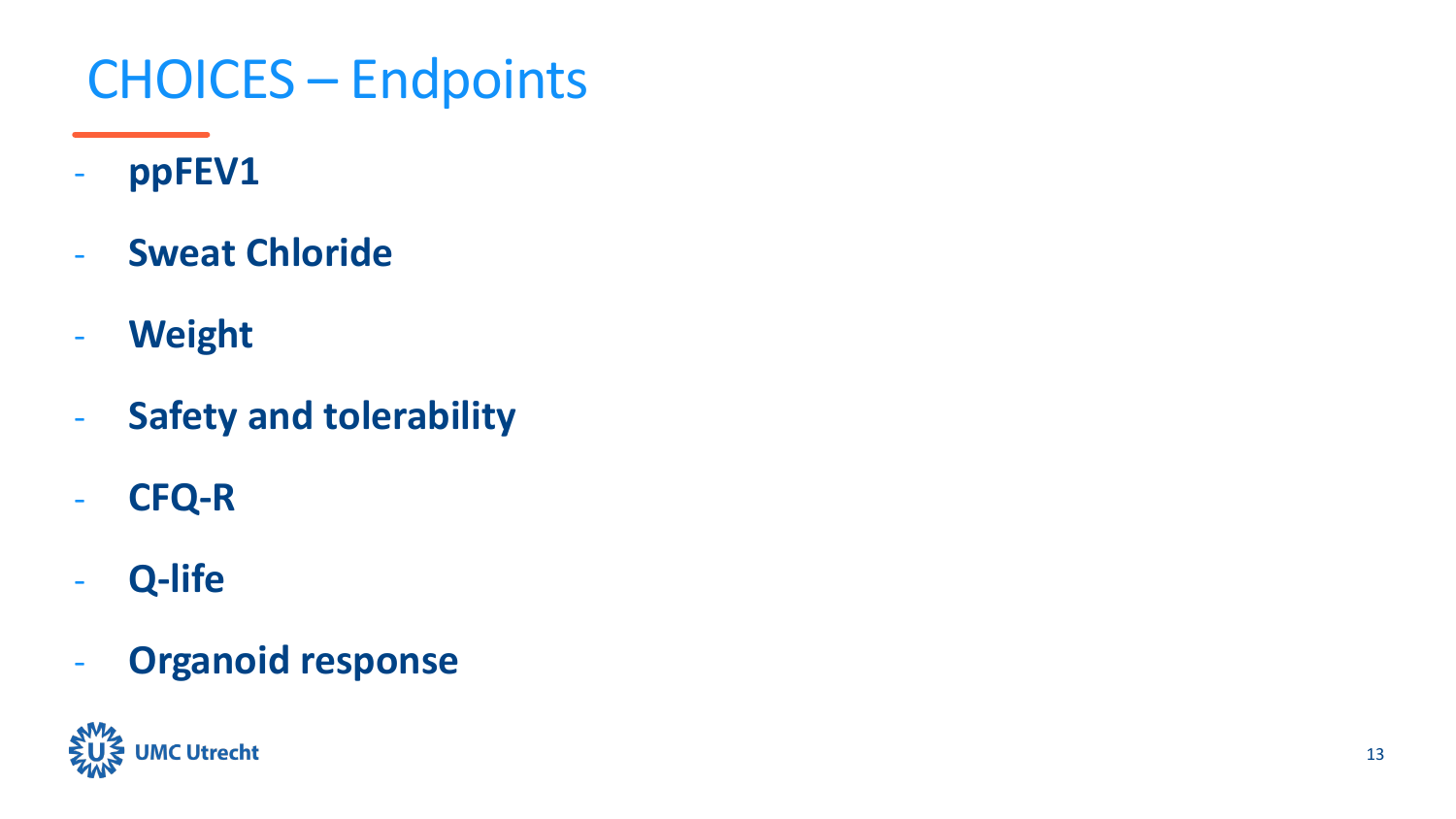# CHOICES – Endpoints

- **ppFEV1**
- **Sweat Chloride**
- **Weight**
- **Safety and tolerability**
- **CFQ-R**
- **Q-life**
- **Organoid response**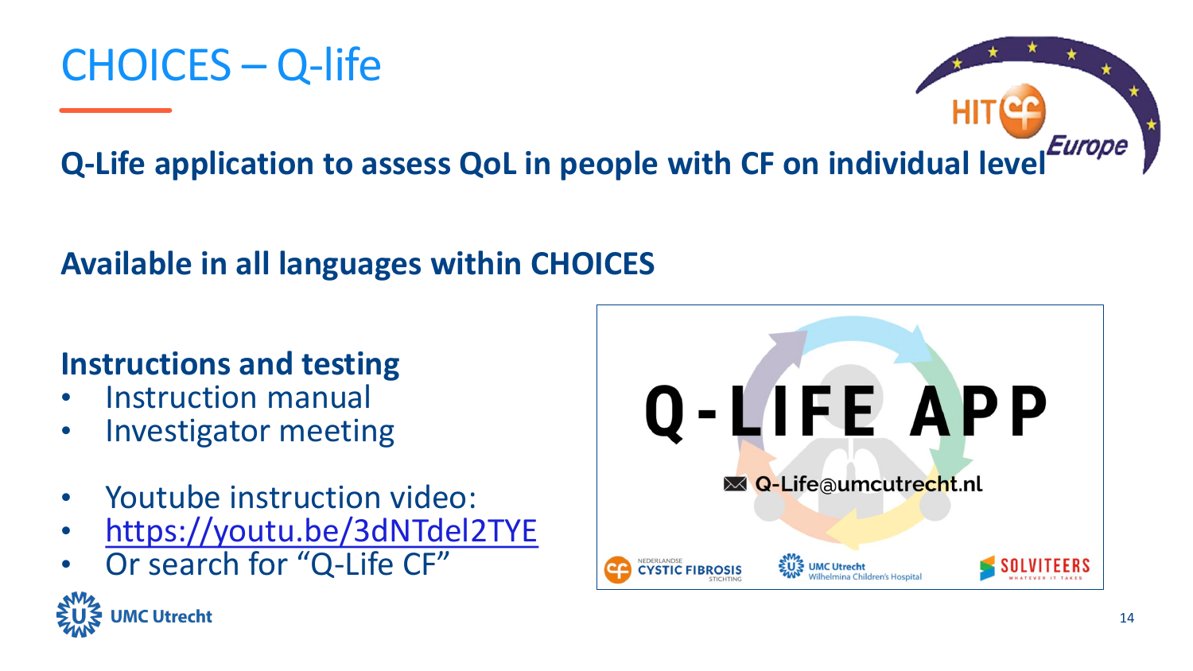# CHOICES – Q-life

**Q-Life application to assess QoL in people with CF on individual level**

**Available in all languages within CHOICES**

**Instructions and testing**

- Instruction manual
- Investigator meeting

- Youtube instruction video:
- https://youtu.be/3dNTdel2TYE
- Or search for "Q-Life CF"

Q-LIFE APP

Q-Life@umcutrecht.nl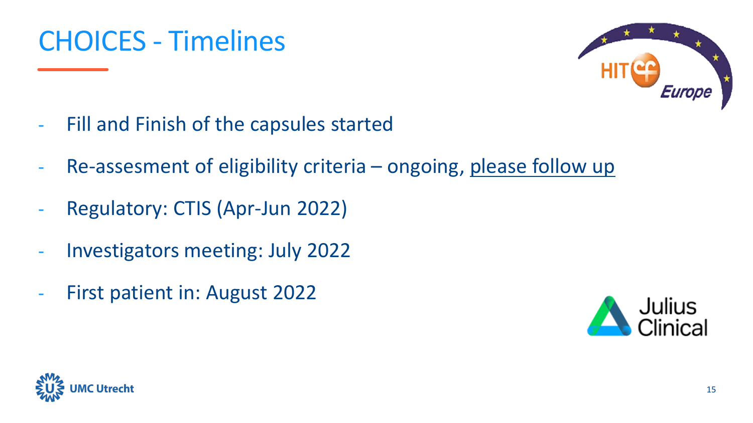# CHOICES - Timelines

- Fill and Finish of the capsules started
- Re-assesment of eligibility criteria – ongoing, please follow up
- Regulatory: CTIS (Apr-Jun 2022)
- Investigators meeting: July 2022
- First patient in: August 2022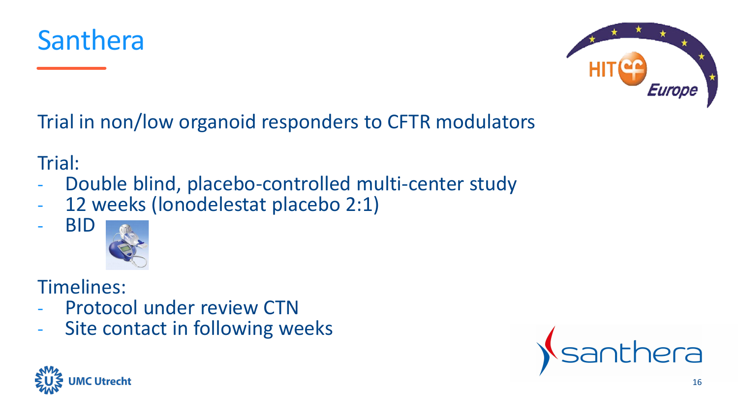# Santhera

Trial in non/low organoid responders to CFTR modulators

Trial:

- Double blind, placebo-controlled multi-center study
- 12 weeks (lonodelestat placebo 2:1)
- BID

Timelines:

- Protocol under review CTN
- Site contact in following weeks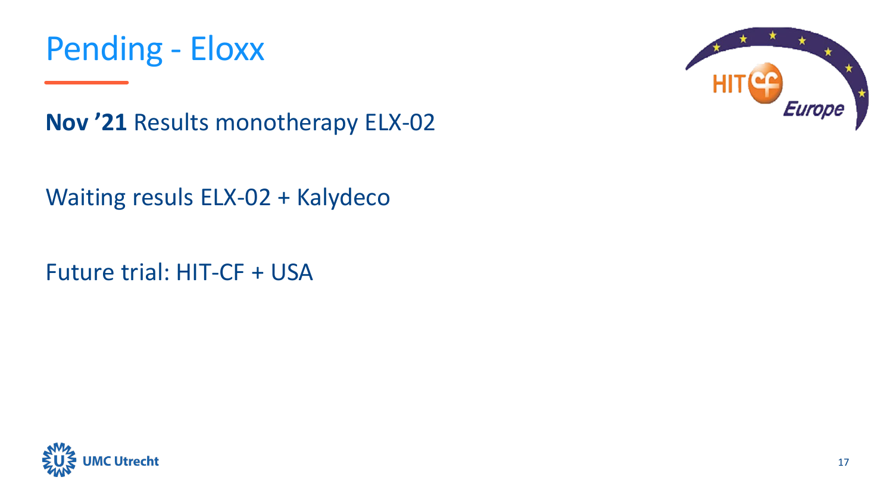# Pending - Eloxx

**Nov '21** Results monotherapy ELX-02

Waiting resuls ELX-02 + Kalydeco

Future trial: HIT-CF + USA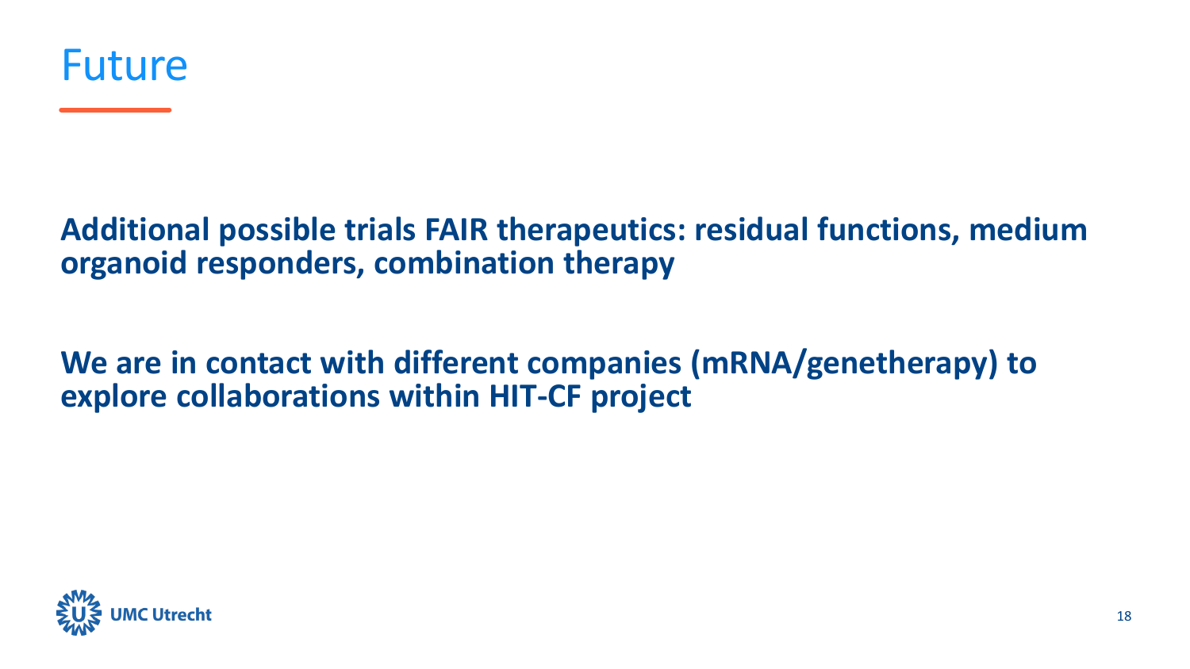# Future

**Additional possible trials FAIR therapeutics: residual functions, medium organoid responders, combination therapy**

**We are in contact with different companies (mRNA/genetherapy) to explore collaborations within HIT-CF project**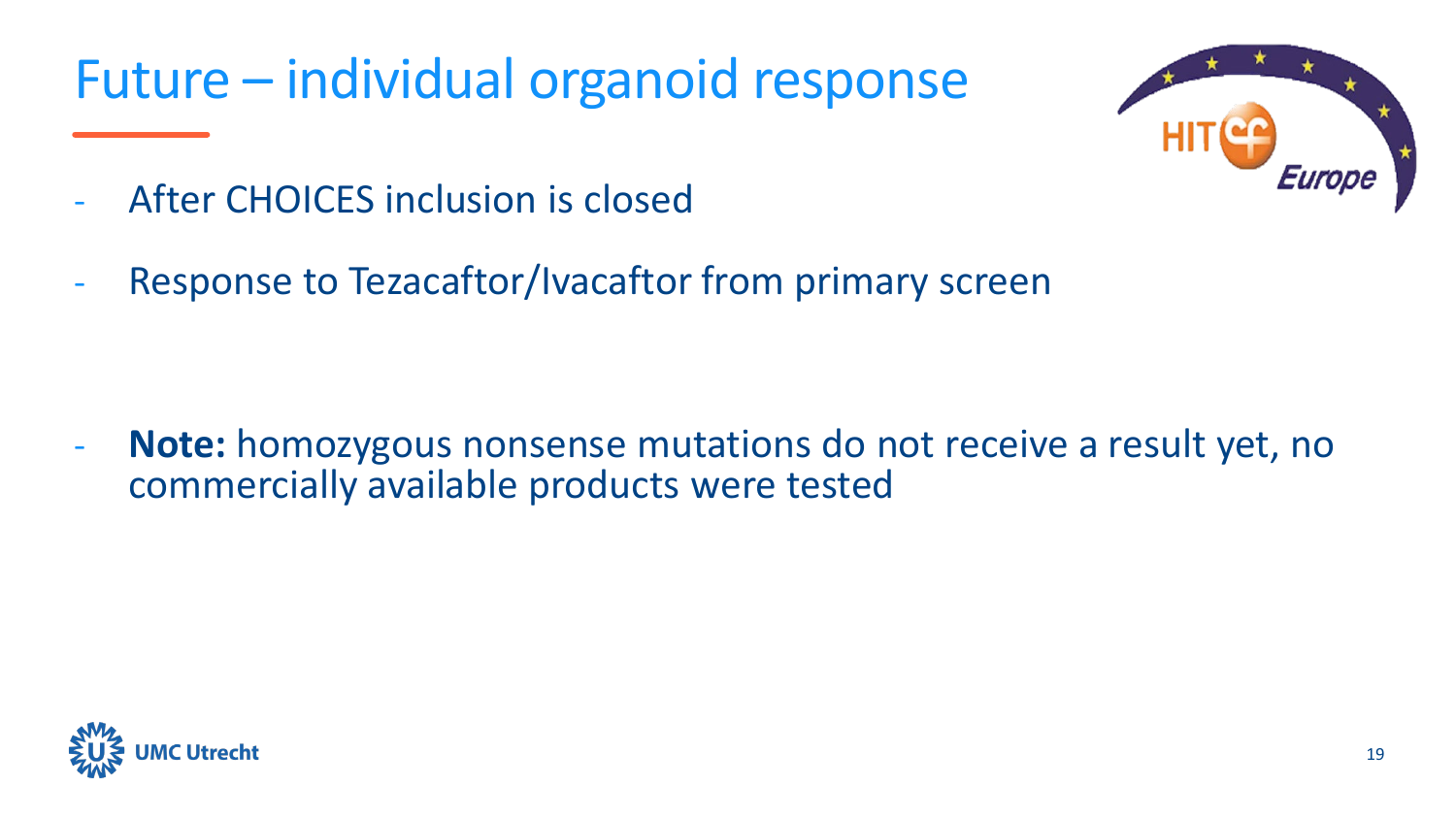# Future – individual organoid response

- After CHOICES inclusion is closed
- Response to Tezacaftor/Ivacaftor from primary screen

- **Note:** homozygous nonsense mutations do not receive a result yet, no commercially available products were tested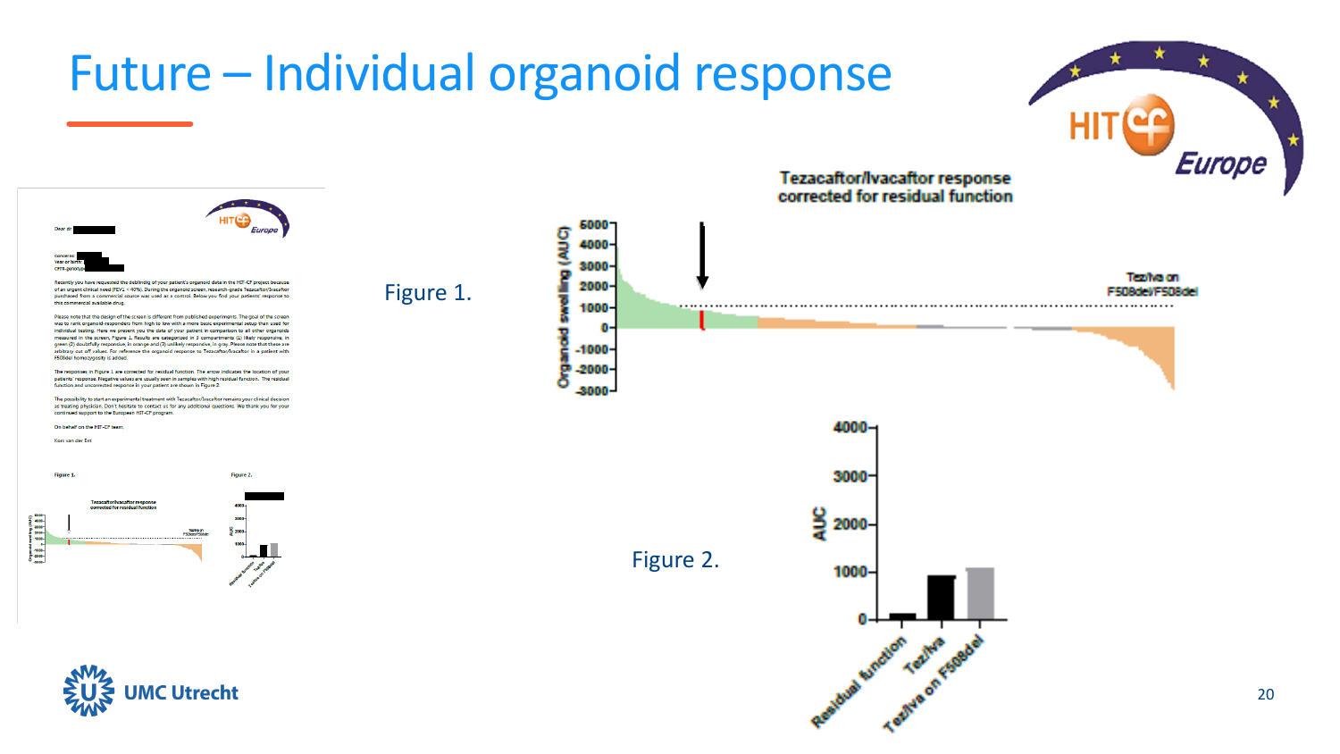# Future – Individual organoid response

Figure 1.

**Tezacaftor/Ivacaftor response corrected for residual function**

Organoid swelling (AUC)

6000, 4000, 3000, 2000, 1000, 0, -1000, -2000, -3000

Tez/Iva on F508del/F508del

Figure 2.

AUC

4000, 3000, 2000, 1000, 0

Residual function, Tez/Iva, Tez/Iva on F508del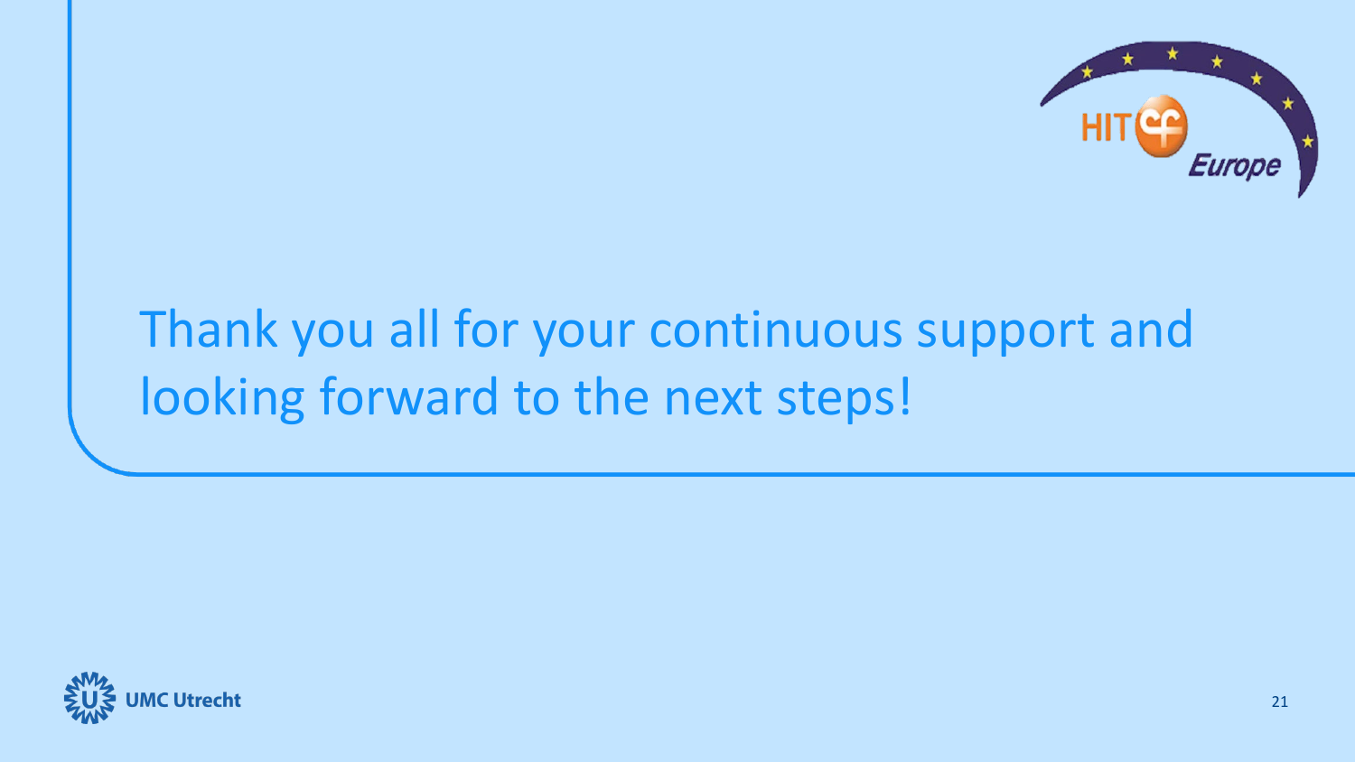Thank you all for your continuous support and looking forward to the next steps!